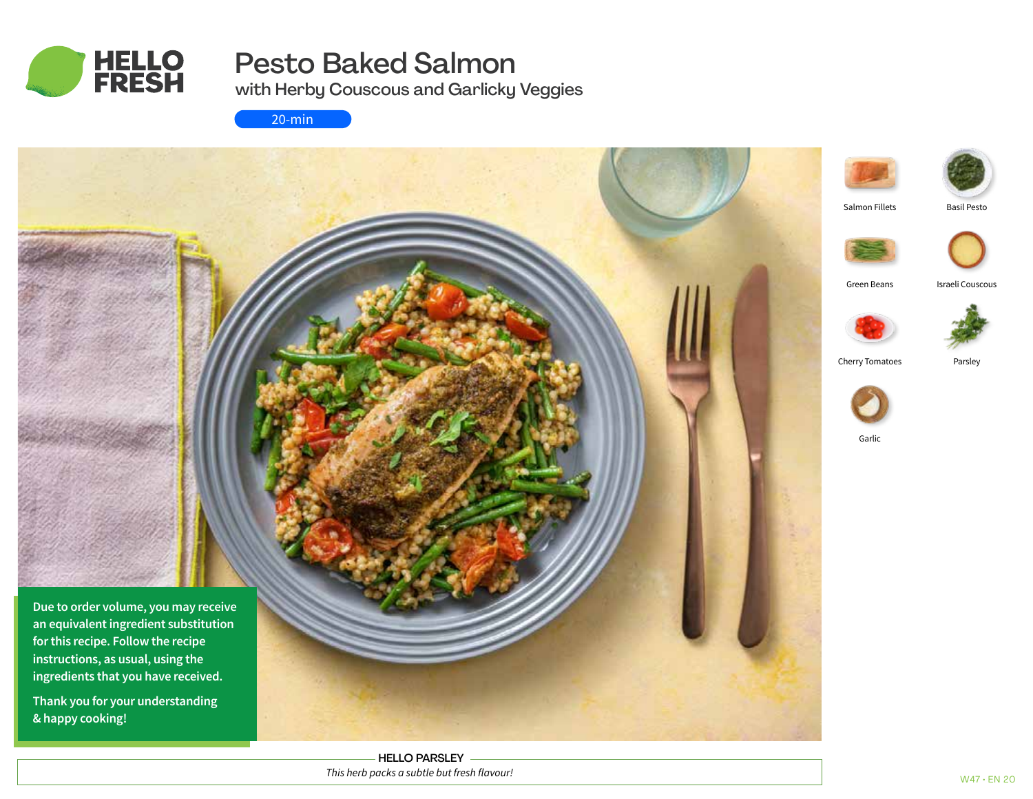# Pesto Baked Salmon

## with Herby Couscous and Garlicky Veggies

20-min

Salmon Fillets

Basil Pesto

Green Beans

Israeli Couscous

Cherry Tomatoes

Parsley

Garlic

**Due to order volume, you may receive an equivalent ingredient substitution for this recipe. Follow the recipe instructions, as usual, using the ingredients that you have received.**

**Thank you for your understanding & happy cooking!**

HELLO PARSLEY

*This herb packs a subtle but fresh flavour!*

W47 • EN 20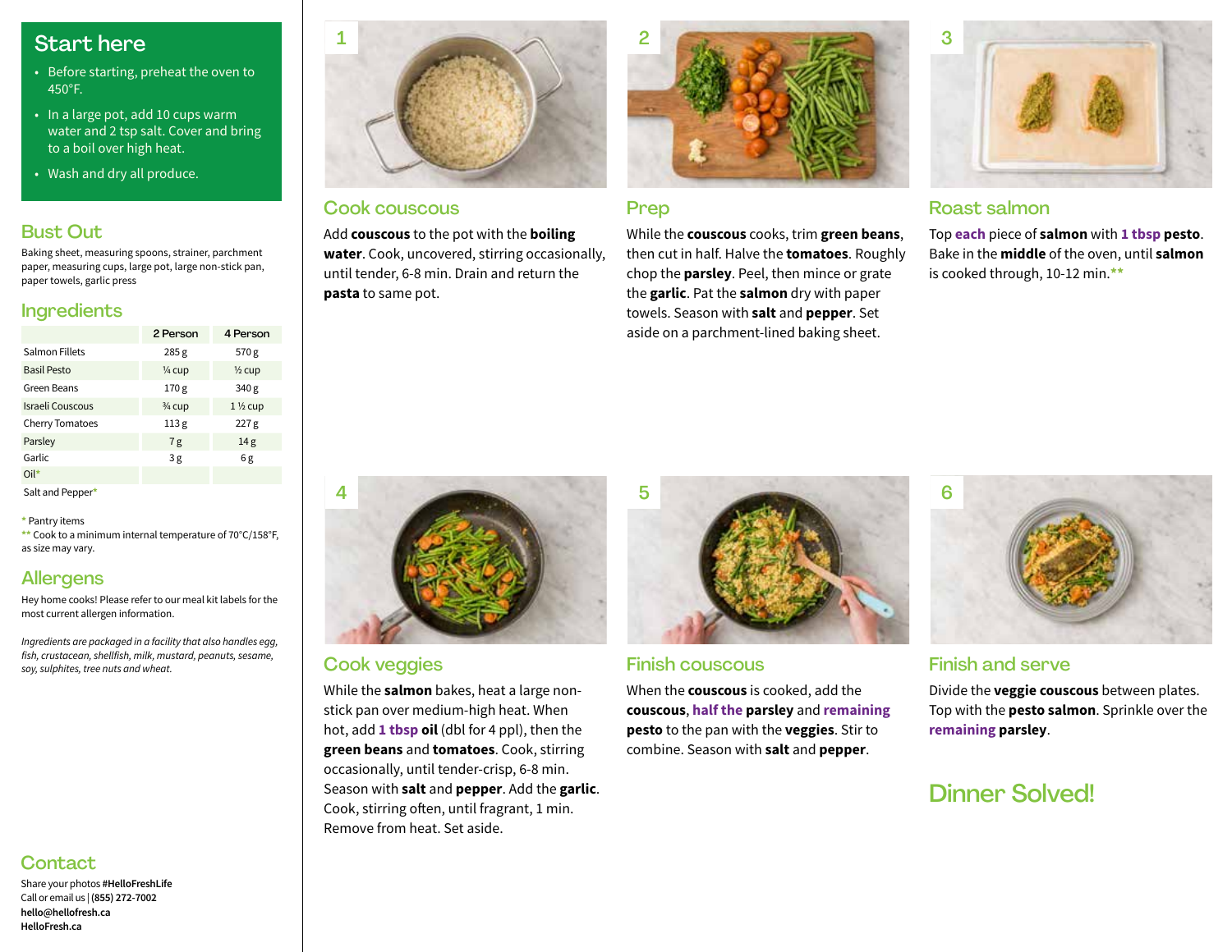## Start here

- Before starting, preheat the oven to 450°F.
- In a large pot, add 10 cups warm water and 2 tsp salt. Cover and bring to a boil over high heat.
- Wash and dry all produce.

## Bust Out

Baking sheet, measuring spoons, strainer, parchment paper, measuring cups, large pot, large non-stick pan, paper towels, garlic press

## Ingredients

| | 2 Person | 4 Person |
|---|---|---|
| Salmon Fillets | 285 g | 570 g |
| Basil Pesto | ¼ cup | ½ cup |
| Green Beans | 170 g | 340 g |
| Israeli Couscous | ¾ cup | 1 ½ cup |
| Cherry Tomatoes | 113 g | 227 g |
| Parsley | 7 g | 14 g |
| Garlic | 3 g | 6 g |
| Oil* | | |
| Salt and Pepper* | | |

\* Pantry items

** Cook to a minimum internal temperature of 70°C/158°F, as size may vary.

## Allergens

Hey home cooks! Please refer to our meal kit labels for the most current allergen information.

*Ingredients are packaged in a facility that also handles egg, fish, crustacean, shellfish, milk, mustard, peanuts, sesame, soy, sulphites, tree nuts and wheat.*

## Contact

Share your photos **#HelloFreshLife**
Call or email us | **(855) 272-7002**
**hello@hellofresh.ca**
**HelloFresh.ca**

## 1 Cook couscous

Add **couscous** to the pot with the **boiling water**. Cook, uncovered, stirring occasionally, until tender, 6-8 min. Drain and return the **pasta** to same pot.

## 2 Prep

While the **couscous** cooks, trim **green beans**, then cut in half. Halve the **tomatoes**. Roughly chop the **parsley**. Peel, then mince or grate the **garlic**. Pat the **salmon** dry with paper towels. Season with **salt** and **pepper**. Set aside on a parchment-lined baking sheet.

## 3 Roast salmon

Top **each** piece of **salmon** with **1 tbsp pesto**. Bake in the **middle** of the oven, until **salmon** is cooked through, 10-12 min.**

## 4 Cook veggies

While the **salmon** bakes, heat a large non-stick pan over medium-high heat. When hot, add **1 tbsp oil** (dbl for 4 ppl), then the **green beans** and **tomatoes**. Cook, stirring occasionally, until tender-crisp, 6-8 min. Season with **salt** and **pepper**. Add the **garlic**. Cook, stirring often, until fragrant, 1 min. Remove from heat. Set aside.

## 5 Finish couscous

When the **couscous** is cooked, add the **couscous**, **half the parsley** and **remaining pesto** to the pan with the **veggies**. Stir to combine. Season with **salt** and **pepper**.

## 6 Finish and serve

Divide the **veggie couscous** between plates. Top with the **pesto salmon**. Sprinkle over the **remaining parsley**.

## Dinner Solved!